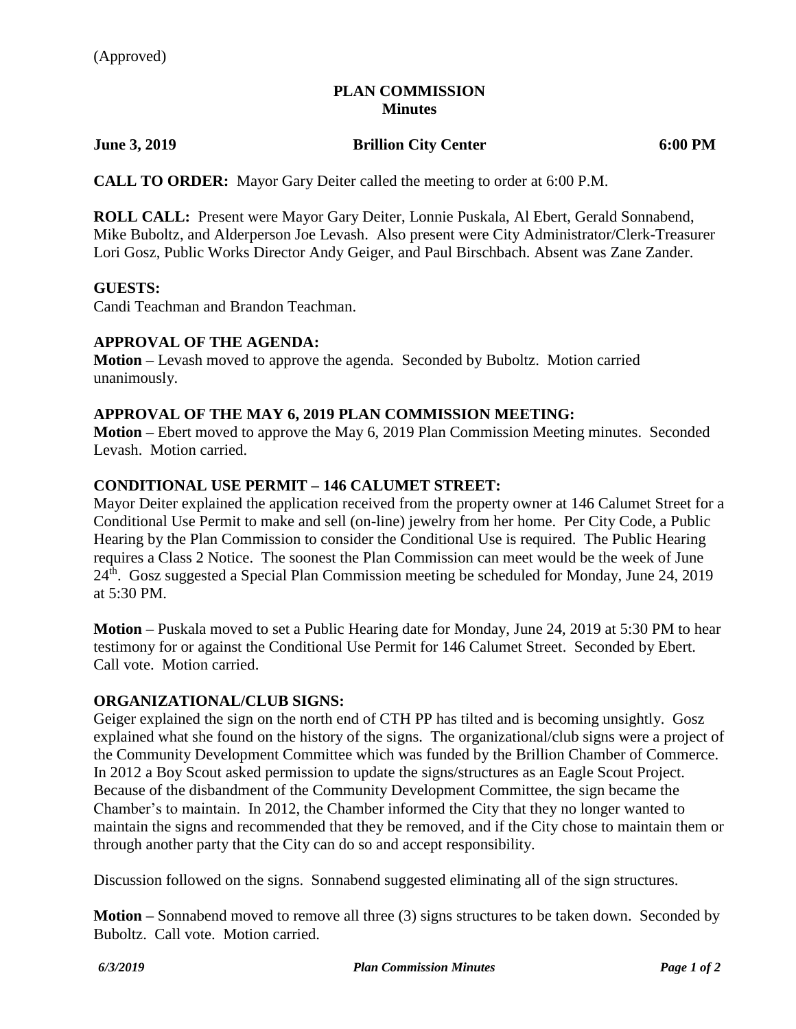(Approved)

# PLAN COMMISSION
## Minutes

**June 3, 2019** **Brillion City Center** **6:00 PM**

**CALL TO ORDER:** Mayor Gary Deiter called the meeting to order at 6:00 P.M.

**ROLL CALL:** Present were Mayor Gary Deiter, Lonnie Puskala, Al Ebert, Gerald Sonnabend, Mike Buboltz, and Alderperson Joe Levash. Also present were City Administrator/Clerk-Treasurer Lori Gosz, Public Works Director Andy Geiger, and Paul Birschbach. Absent was Zane Zander.

**GUESTS:**
Candi Teachman and Brandon Teachman.

**APPROVAL OF THE AGENDA:**
**Motion –** Levash moved to approve the agenda. Seconded by Buboltz. Motion carried unanimously.

**APPROVAL OF THE MAY 6, 2019 PLAN COMMISSION MEETING:**
**Motion –** Ebert moved to approve the May 6, 2019 Plan Commission Meeting minutes. Seconded Levash. Motion carried.

**CONDITIONAL USE PERMIT – 146 CALUMET STREET:**
Mayor Deiter explained the application received from the property owner at 146 Calumet Street for a Conditional Use Permit to make and sell (on-line) jewelry from her home. Per City Code, a Public Hearing by the Plan Commission to consider the Conditional Use is required. The Public Hearing requires a Class 2 Notice. The soonest the Plan Commission can meet would be the week of June 24th. Gosz suggested a Special Plan Commission meeting be scheduled for Monday, June 24, 2019 at 5:30 PM.

**Motion –** Puskala moved to set a Public Hearing date for Monday, June 24, 2019 at 5:30 PM to hear testimony for or against the Conditional Use Permit for 146 Calumet Street. Seconded by Ebert. Call vote. Motion carried.

**ORGANIZATIONAL/CLUB SIGNS:**
Geiger explained the sign on the north end of CTH PP has tilted and is becoming unsightly. Gosz explained what she found on the history of the signs. The organizational/club signs were a project of the Community Development Committee which was funded by the Brillion Chamber of Commerce. In 2012 a Boy Scout asked permission to update the signs/structures as an Eagle Scout Project. Because of the disbandment of the Community Development Committee, the sign became the Chamber's to maintain. In 2012, the Chamber informed the City that they no longer wanted to maintain the signs and recommended that they be removed, and if the City chose to maintain them or through another party that the City can do so and accept responsibility.

Discussion followed on the signs. Sonnabend suggested eliminating all of the sign structures.

**Motion –** Sonnabend moved to remove all three (3) signs structures to be taken down. Seconded by Buboltz. Call vote. Motion carried.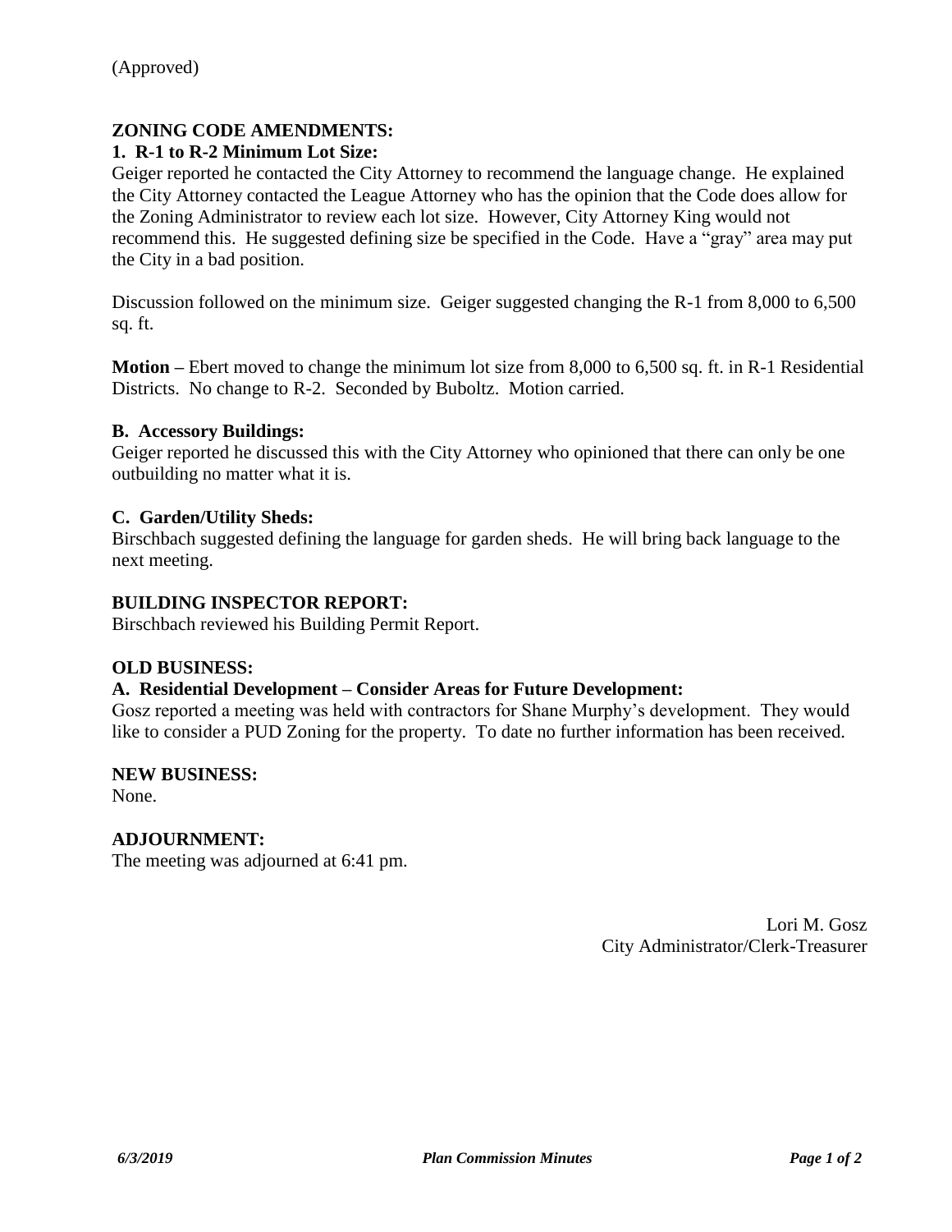(Approved)

**ZONING CODE AMENDMENTS:**

**1. R-1 to R-2 Minimum Lot Size:**

Geiger reported he contacted the City Attorney to recommend the language change. He explained the City Attorney contacted the League Attorney who has the opinion that the Code does allow for the Zoning Administrator to review each lot size. However, City Attorney King would not recommend this. He suggested defining size be specified in the Code. Have a "gray" area may put the City in a bad position.

Discussion followed on the minimum size. Geiger suggested changing the R-1 from 8,000 to 6,500 sq. ft.

**Motion –** Ebert moved to change the minimum lot size from 8,000 to 6,500 sq. ft. in R-1 Residential Districts. No change to R-2. Seconded by Buboltz. Motion carried.

**B. Accessory Buildings:**

Geiger reported he discussed this with the City Attorney who opinioned that there can only be one outbuilding no matter what it is.

**C. Garden/Utility Sheds:**

Birschbach suggested defining the language for garden sheds. He will bring back language to the next meeting.

**BUILDING INSPECTOR REPORT:**

Birschbach reviewed his Building Permit Report.

**OLD BUSINESS:**

**A. Residential Development – Consider Areas for Future Development:**

Gosz reported a meeting was held with contractors for Shane Murphy's development. They would like to consider a PUD Zoning for the property. To date no further information has been received.

**NEW BUSINESS:**

None.

**ADJOURNMENT:**

The meeting was adjourned at 6:41 pm.

Lori M. Gosz
City Administrator/Clerk-Treasurer